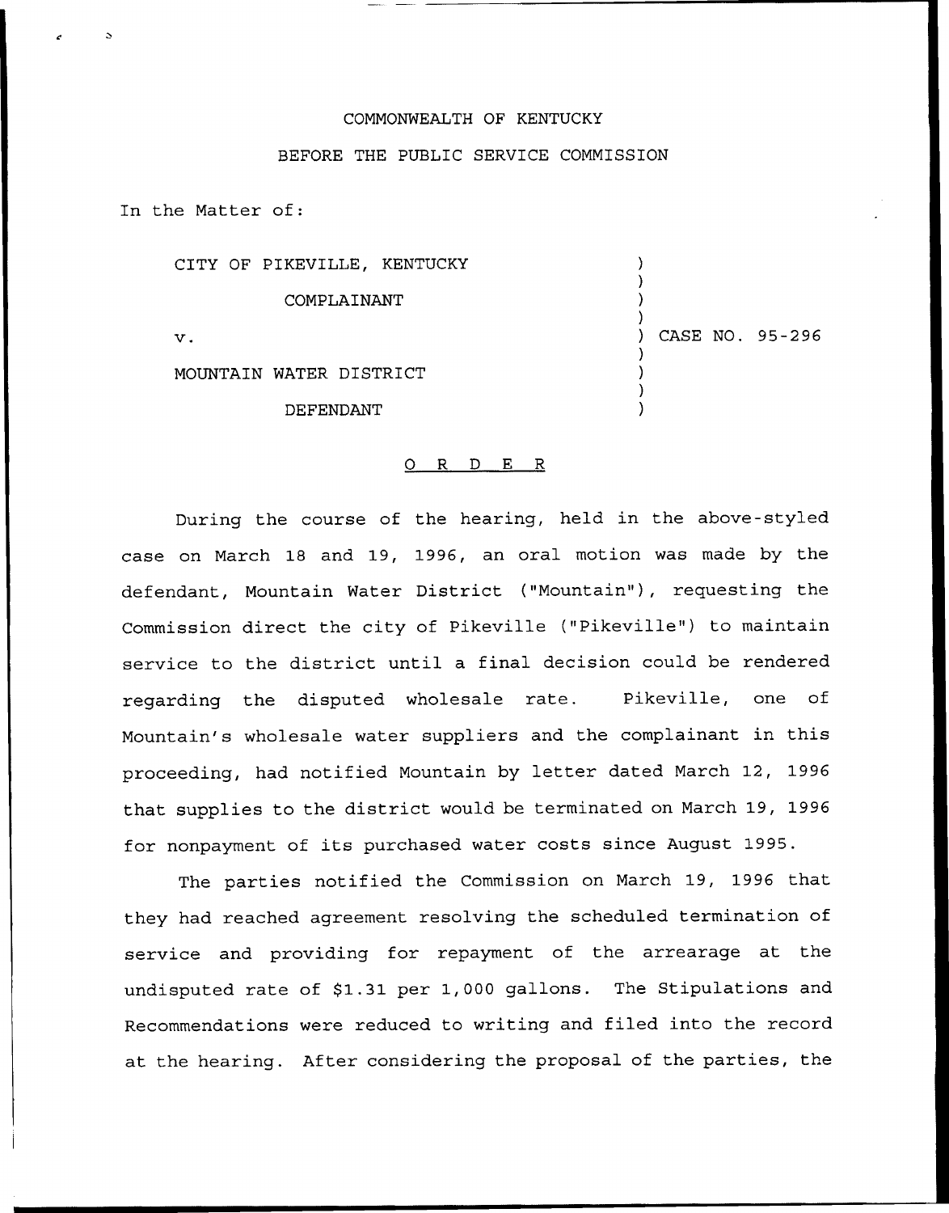COMMONWEALTH OF KENTUCKY

BEFORE THE PUBLIC SERVICE COMMISSION

In the Matter of:

| | |
|---|---|
| CITY OF PIKEVILLE, KENTUCKY<br><br>COMPLAINANT<br><br>v.<br><br>MOUNTAIN WATER DISTRICT<br><br>DEFENDANT | CASE NO. 95-296 |

## O R D E R

During the course of the hearing, held in the above-styled case on March 18 and 19, 1996, an oral motion was made by the defendant, Mountain Water District ("Mountain"), requesting the Commission direct the city of Pikeville ("Pikeville") to maintain service to the district until a final decision could be rendered regarding the disputed wholesale rate. Pikeville, one of Mountain's wholesale water suppliers and the complainant in this proceeding, had notified Mountain by letter dated March 12, 1996 that supplies to the district would be terminated on March 19, 1996 for nonpayment of its purchased water costs since August 1995.

The parties notified the Commission on March 19, 1996 that they had reached agreement resolving the scheduled termination of service and providing for repayment of the arrearage at the undisputed rate of $1.31 per 1,000 gallons. The Stipulations and Recommendations were reduced to writing and filed into the record at the hearing. After considering the proposal of the parties, the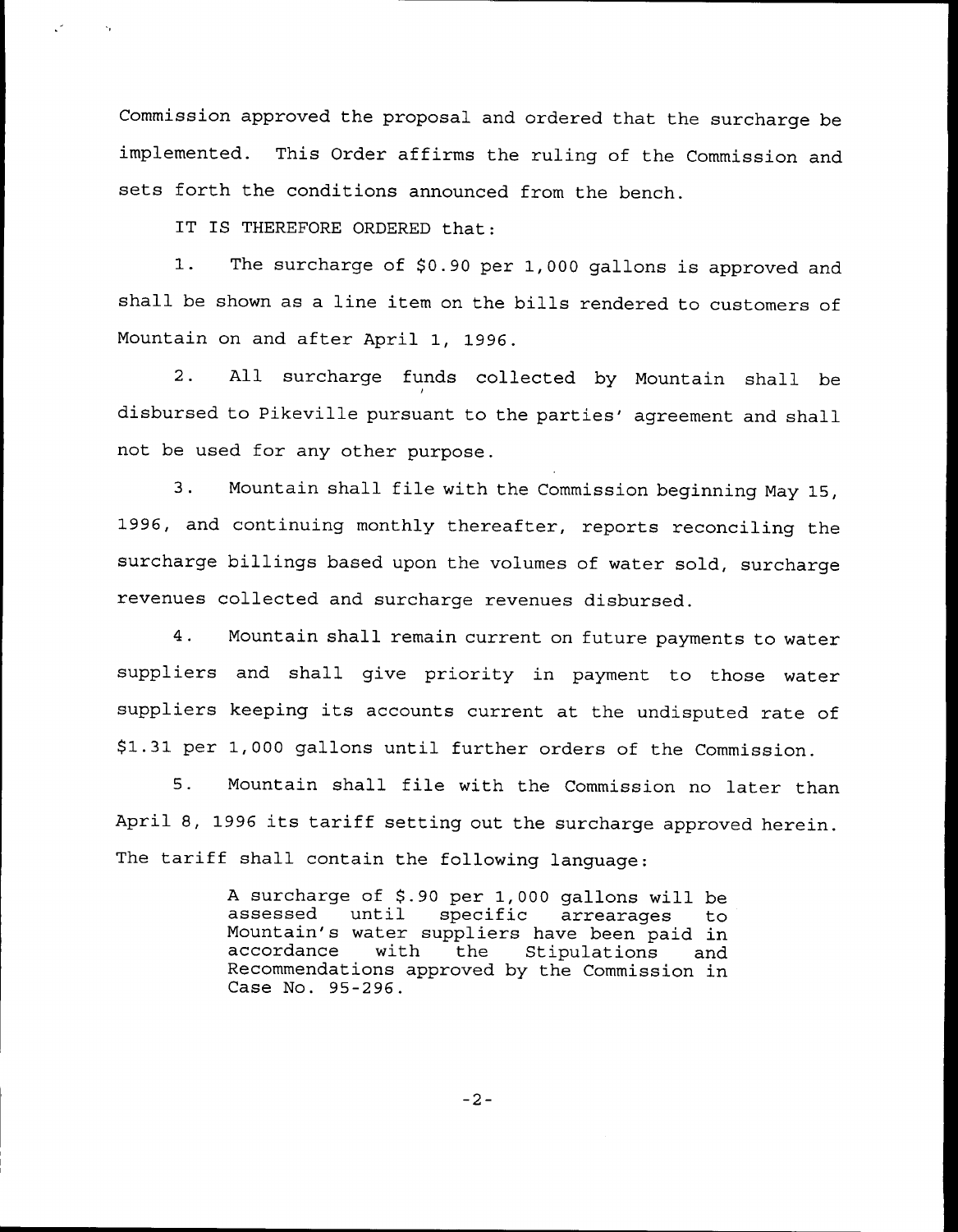Commission approved the proposal and ordered that the surcharge be implemented. This Order affirms the ruling of the Commission and sets forth the conditions announced from the bench.

IT IS THEREFORE ORDERED that:

1. The surcharge of $0.90 per 1,000 gallons is approved and shall be shown as a line item on the bills rendered to customers of Mountain on and after April 1, 1996.

2. All surcharge funds collected by Mountain shall be disbursed to Pikeville pursuant to the parties' agreement and shall not be used for any other purpose.

3. Mountain shall file with the Commission beginning May 15, 1996, and continuing monthly thereafter, reports reconciling the surcharge billings based upon the volumes of water sold, surcharge revenues collected and surcharge revenues disbursed.

4. Mountain shall remain current on future payments to water suppliers and shall give priority in payment to those water suppliers keeping its accounts current at the undisputed rate of $1.31 per 1,000 gallons until further orders of the Commission.

5. Mountain shall file with the Commission no later than April 8, 1996 its tariff setting out the surcharge approved herein. The tariff shall contain the following language:

> A surcharge of $.90 per 1,000 gallons will be assessed until specific arrearages to Mountain's water suppliers have been paid in accordance with the Stipulations and Recommendations approved by the Commission in Case No. 95-296.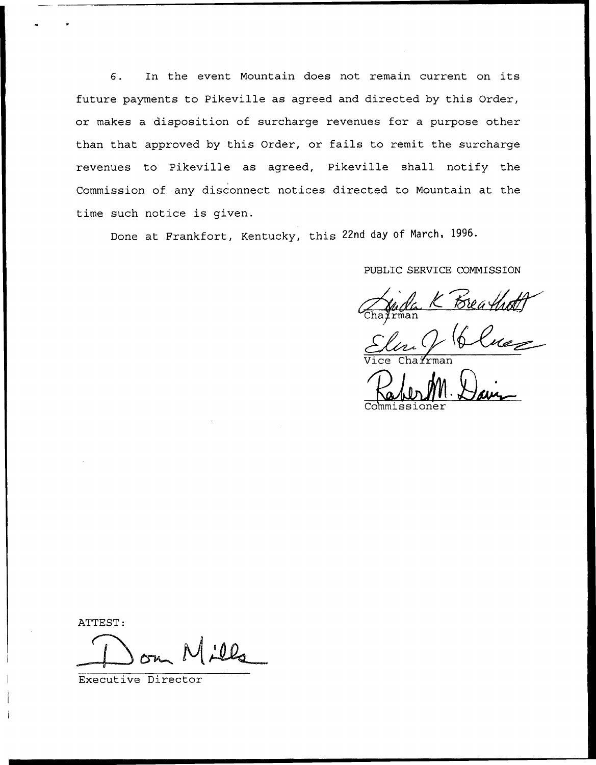6. In the event Mountain does not remain current on its future payments to Pikeville as agreed and directed by this Order, or makes a disposition of surcharge revenues for a purpose other than that approved by this Order, or fails to remit the surcharge revenues to Pikeville as agreed, Pikeville shall notify the Commission of any disconnect notices directed to Mountain at the time such notice is given.

Done at Frankfort, Kentucky, this 22nd day of March, 1996.

PUBLIC SERVICE COMMISSION

Chairman

Vice Chairman

Commissioner

ATTEST:

Executive Director